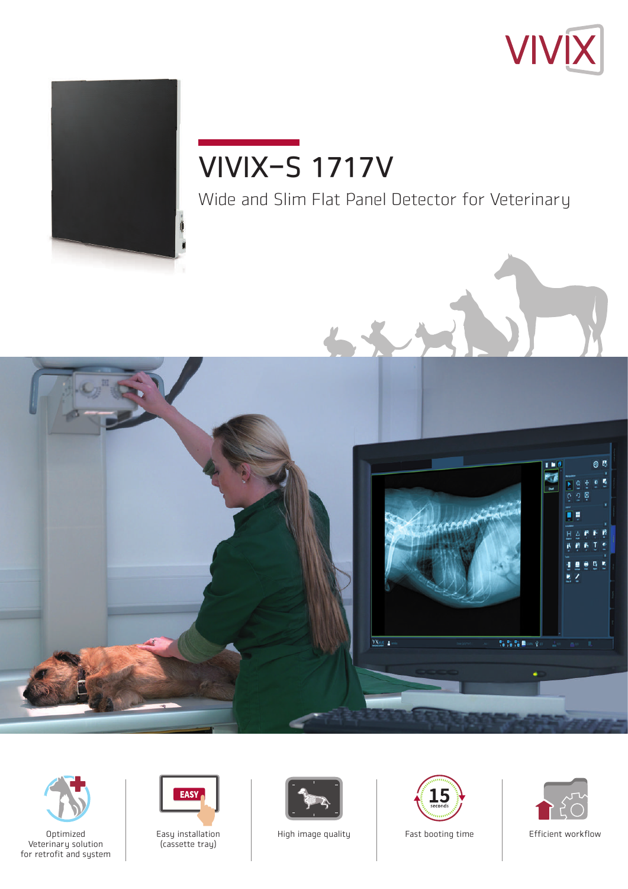VIVIX

# VIVIX-S 1717V

Wide and Slim Flat Panel Detector for Veterinary

- Optimized Veterinary solution for retrofit and system
- Easy installation (cassette tray)
- High image quality
- Fast booting time
- Efficient workflow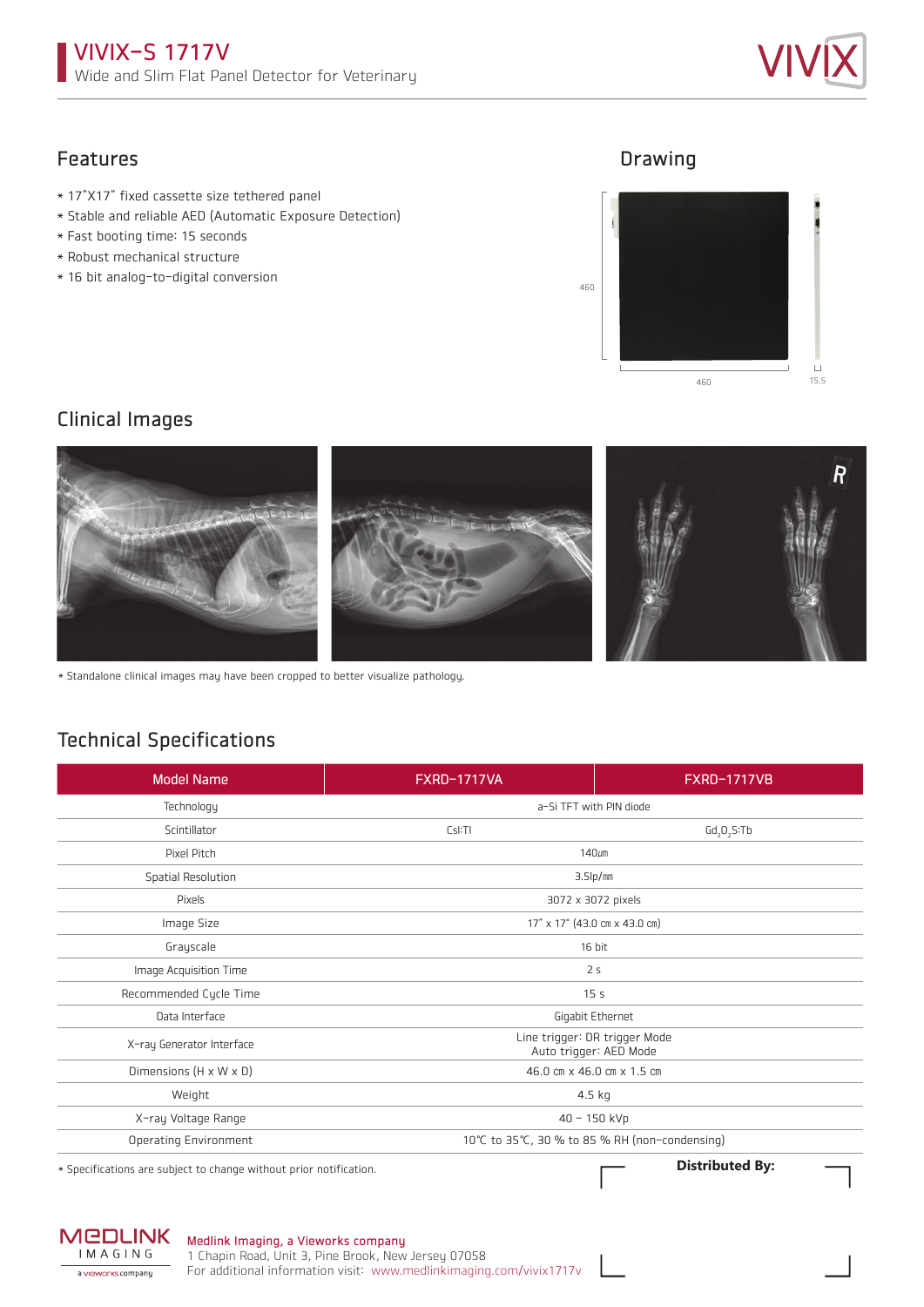# VIVIX-S 1717V

Wide and Slim Flat Panel Detector for Veterinary

## Features

* 17"X17" fixed cassette size tethered panel
* Stable and reliable AED (Automatic Exposure Detection)
* Fast booting time: 15 seconds
* Robust mechanical structure
* 16 bit analog-to-digital conversion

## Drawing

460

460

15.5

## Clinical Images

* Standalone clinical images may have been cropped to better visualize pathology.

## Technical Specifications

| Model Name | FXRD-1717VA | FXRD-1717VB |
|---|---|---|
| Technology | a-Si TFT with PIN diode | |
| Scintillator | CsI:Tl | $Gd_2O_2S$:Tb |
| Pixel Pitch | 140㎛ | |
| Spatial Resolution | 3.5lp/㎜ | |
| Pixels | 3072 x 3072 pixels | |
| Image Size | 17" x 17" (43.0 ㎝ x 43.0 ㎝) | |
| Grayscale | 16 bit | |
| Image Acquisition Time | 2 s | |
| Recommended Cycle Time | 15 s | |
| Data Interface | Gigabit Ethernet | |
| X-ray Generator Interface | Line trigger: DR trigger Mode<br>Auto trigger: AED Mode | |
| Dimensions (H x W x D) | 46.0 ㎝ x 46.0 ㎝ x 1.5 ㎝ | |
| Weight | 4.5 kg | |
| X-ray Voltage Range | 40 - 150 kVp | |
| Operating Environment | 10℃ to 35℃, 30 % to 85 % RH (non-condensing) | |

* Specifications are subject to change without prior notification.

**Distributed By:**

MEDLINK IMAGING
a vieworks company

Medlink Imaging, a Vieworks company
1 Chapin Road, Unit 3, Pine Brook, New Jersey 07058
For additional information visit: www.medlinkimaging.com/vivix1717v